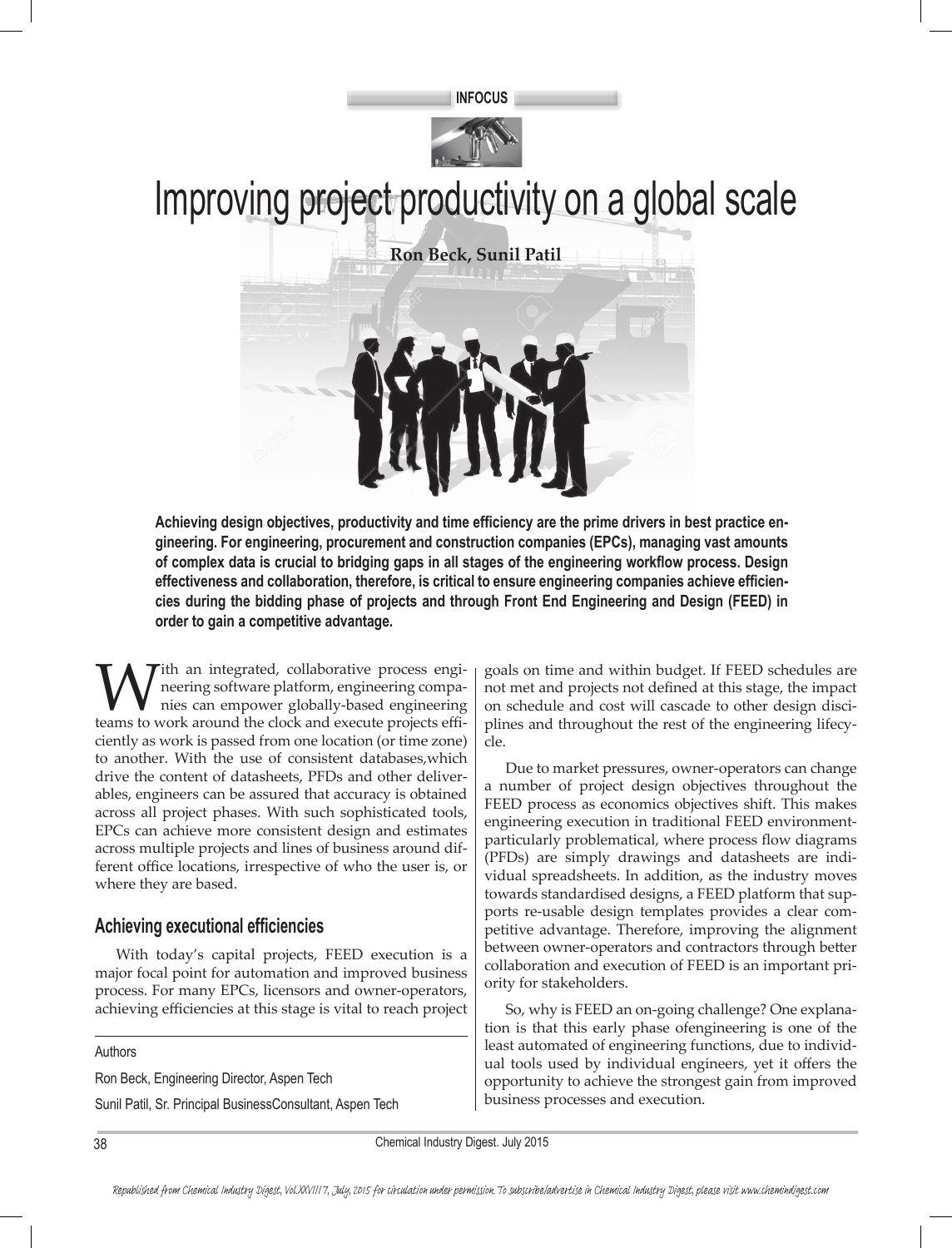INFOCUS

# Improving project productivity on a global scale

**Ron Beck, Sunil Patil**

**Achieving design objectives, productivity and time efficiency are the prime drivers in best practice engineering. For engineering, procurement and construction companies (EPCs), managing vast amounts of complex data is crucial to bridging gaps in all stages of the engineering workflow process. Design effectiveness and collaboration, therefore, is critical to ensure engineering companies achieve efficiencies during the bidding phase of projects and through Front End Engineering and Design (FEED) in order to gain a competitive advantage.**

With an integrated, collaborative process engineering software platform, engineering companies can empower globally-based engineering teams to work around the clock and execute projects efficiently as work is passed from one location (or time zone) to another. With the use of consistent databases,which drive the content of datasheets, PFDs and other deliverables, engineers can be assured that accuracy is obtained across all project phases. With such sophisticated tools, EPCs can achieve more consistent design and estimates across multiple projects and lines of business around different office locations, irrespective of who the user is, or where they are based.

## Achieving executional efficiencies

With today's capital projects, FEED execution is a major focal point for automation and improved business process. For many EPCs, licensors and owner-operators, achieving efficiencies at this stage is vital to reach project goals on time and within budget. If FEED schedules are not met and projects not defined at this stage, the impact on schedule and cost will cascade to other design disciplines and throughout the rest of the engineering lifecycle.

Due to market pressures, owner-operators can change a number of project design objectives throughout the FEED process as economics objectives shift. This makes engineering execution in traditional FEED environment-particularly problematical, where process flow diagrams (PFDs) are simply drawings and datasheets are individual spreadsheets. In addition, as the industry moves towards standardised designs, a FEED platform that supports re-usable design templates provides a clear competitive advantage. Therefore, improving the alignment between owner-operators and contractors through better collaboration and execution of FEED is an important priority for stakeholders.

So, why is FEED an on-going challenge? One explanation is that this early phase ofengineering is one of the least automated of engineering functions, due to individual tools used by individual engineers, yet it offers the opportunity to achieve the strongest gain from improved business processes and execution.

---

Authors

Ron Beck, Engineering Director, Aspen Tech

Sunil Patil, Sr. Principal BusinessConsultant, Aspen Tech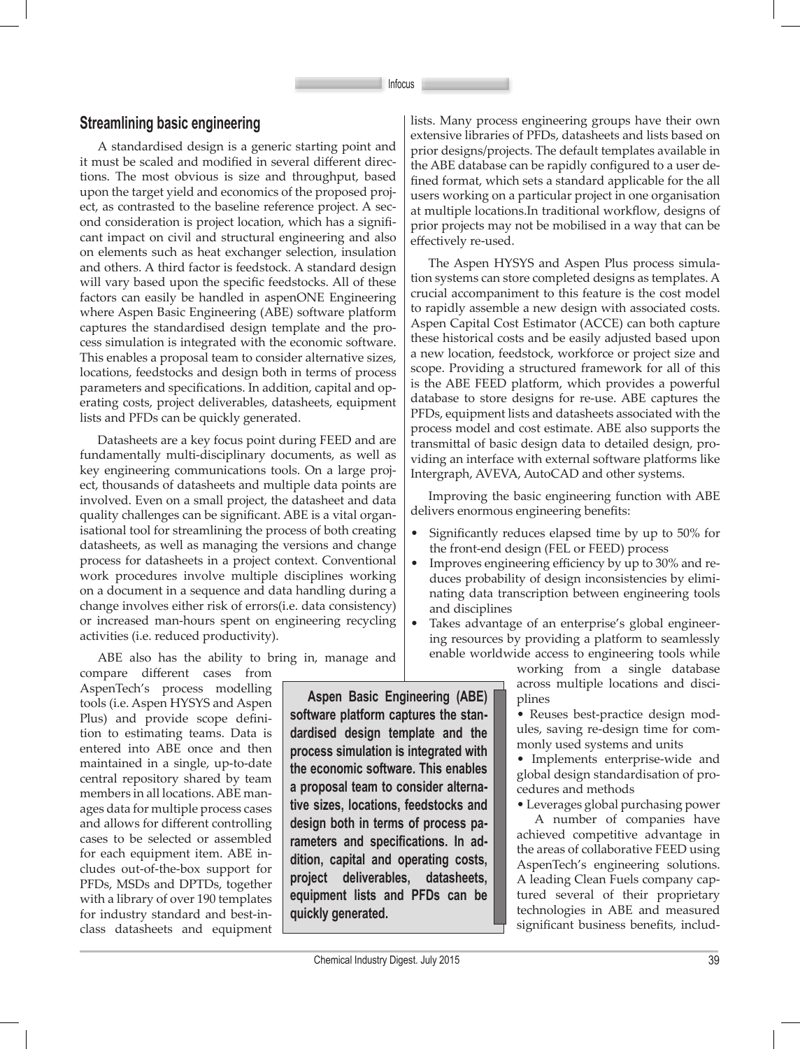## Streamlining basic engineering

A standardised design is a generic starting point and it must be scaled and modified in several different directions. The most obvious is size and throughput, based upon the target yield and economics of the proposed project, as contrasted to the baseline reference project. A second consideration is project location, which has a significant impact on civil and structural engineering and also on elements such as heat exchanger selection, insulation and others. A third factor is feedstock. A standard design will vary based upon the specific feedstocks. All of these factors can easily be handled in aspenONE Engineering where Aspen Basic Engineering (ABE) software platform captures the standardised design template and the process simulation is integrated with the economic software. This enables a proposal team to consider alternative sizes, locations, feedstocks and design both in terms of process parameters and specifications. In addition, capital and operating costs, project deliverables, datasheets, equipment lists and PFDs can be quickly generated.

Datasheets are a key focus point during FEED and are fundamentally multi-disciplinary documents, as well as key engineering communications tools. On a large project, thousands of datasheets and multiple data points are involved. Even on a small project, the datasheet and data quality challenges can be significant. ABE is a vital organisational tool for streamlining the process of both creating datasheets, as well as managing the versions and change process for datasheets in a project context. Conventional work procedures involve multiple disciplines working on a document in a sequence and data handling during a change involves either risk of errors(i.e. data consistency) or increased man-hours spent on engineering recycling activities (i.e. reduced productivity).

ABE also has the ability to bring in, manage and compare different cases from AspenTech's process modelling tools (i.e. Aspen HYSYS and Aspen Plus) and provide scope definition to estimating teams. Data is entered into ABE once and then maintained in a single, up-to-date central repository shared by team members in all locations. ABE manages data for multiple process cases and allows for different controlling cases to be selected or assembled for each equipment item. ABE includes out-of-the-box support for PFDs, MSDs and DPTDs, together with a library of over 190 templates for industry standard and best-in-class datasheets and equipment lists. Many process engineering groups have their own extensive libraries of PFDs, datasheets and lists based on prior designs/projects. The default templates available in the ABE database can be rapidly configured to a user defined format, which sets a standard applicable for the all users working on a particular project in one organisation at multiple locations.In traditional workflow, designs of prior projects may not be mobilised in a way that can be effectively re-used.

**Aspen Basic Engineering (ABE) software platform captures the standardised design template and the process simulation is integrated with the economic software. This enables a proposal team to consider alternative sizes, locations, feedstocks and design both in terms of process parameters and specifications. In addition, capital and operating costs, project deliverables, datasheets, equipment lists and PFDs can be quickly generated.**

The Aspen HYSYS and Aspen Plus process simulation systems can store completed designs as templates. A crucial accompaniment to this feature is the cost model to rapidly assemble a new design with associated costs. Aspen Capital Cost Estimator (ACCE) can both capture these historical costs and be easily adjusted based upon a new location, feedstock, workforce or project size and scope. Providing a structured framework for all of this is the ABE FEED platform, which provides a powerful database to store designs for re-use. ABE captures the PFDs, equipment lists and datasheets associated with the process model and cost estimate. ABE also supports the transmittal of basic design data to detailed design, providing an interface with external software platforms like Intergraph, AVEVA, AutoCAD and other systems.

Improving the basic engineering function with ABE delivers enormous engineering benefits:

- Significantly reduces elapsed time by up to 50% for the front-end design (FEL or FEED) process
- Improves engineering efficiency by up to 30% and reduces probability of design inconsistencies by eliminating data transcription between engineering tools and disciplines
- Takes advantage of an enterprise's global engineering resources by providing a platform to seamlessly enable worldwide access to engineering tools while working from a single database across multiple locations and disciplines
- Reuses best-practice design modules, saving re-design time for commonly used systems and units
- Implements enterprise-wide and global design standardisation of procedures and methods
- Leverages global purchasing power

A number of companies have achieved competitive advantage in the areas of collaborative FEED using AspenTech's engineering solutions. A leading Clean Fuels company captured several of their proprietary technologies in ABE and measured significant business benefits, includ-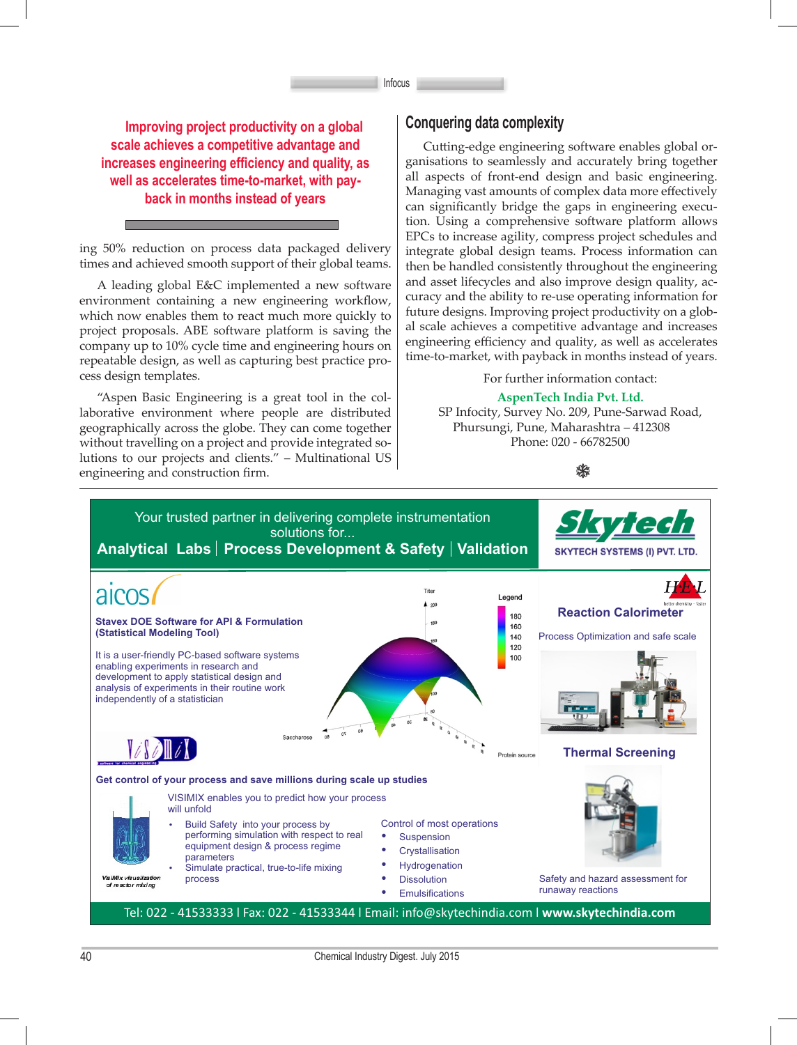Improving project productivity on a global scale achieves a competitive advantage and increases engineering efficiency and quality, as well as accelerates time-to-market, with payback in months instead of years

ing 50% reduction on process data packaged delivery times and achieved smooth support of their global teams.

A leading global E&C implemented a new software environment containing a new engineering workflow, which now enables them to react much more quickly to project proposals. ABE software platform is saving the company up to 10% cycle time and engineering hours on repeatable design, as well as capturing best practice process design templates.

"Aspen Basic Engineering is a great tool in the collaborative environment where people are distributed geographically across the globe. They can come together without travelling on a project and provide integrated solutions to our projects and clients." – Multinational US engineering and construction firm.

## Conquering data complexity

Cutting-edge engineering software enables global organisations to seamlessly and accurately bring together all aspects of front-end design and basic engineering. Managing vast amounts of complex data more effectively can significantly bridge the gaps in engineering execution. Using a comprehensive software platform allows EPCs to increase agility, compress project schedules and integrate global design teams. Process information can then be handled consistently throughout the engineering and asset lifecycles and also improve design quality, accuracy and the ability to re-use operating information for future designs. Improving project productivity on a global scale achieves a competitive advantage and increases engineering efficiency and quality, as well as accelerates time-to-market, with payback in months instead of years.

For further information contact:

**AspenTech India Pvt. Ltd.**
SP Infocity, Survey No. 209, Pune-Sarwad Road,
Phursungi, Pune, Maharashtra – 412308
Phone: 020 - 66782500

---

Your trusted partner in delivering complete instrumentation solutions for...

**Analytical Labs | Process Development & Safety | Validation**

**Skytech**
SKYTECH SYSTEMS (I) PVT. LTD.

aicos

**Stavex DOE Software for API & Formulation (Statistical Modeling Tool)**

It is a user-friendly PC-based software systems enabling experiments in research and development to apply statistical design and analysis of experiments in their routine work independently of a statistician

Titer
Legend
180
160
140
120
100
Saccharose
Protein source

HEL

**Reaction Calorimeter**

Process Optimization and safe scale

VISIMIX

**Get control of your process and save millions during scale up studies**

VISIMIX enables you to predict how your process will unfold

- Build Safety into your process by performing simulation with respect to real equipment design & process regime parameters
- Simulate practical, true-to-life mixing process

VisiMix visualization of reactor mixing

Control of most operations

- Suspension
- Crystallisation
- Hydrogenation
- Dissolution
- Emulsifications

**Thermal Screening**

Safety and hazard assessment for runaway reactions

Tel: 022 - 41533333 I Fax: 022 - 41533344 I Email: info@skytechindia.com I **www.skytechindia.com**